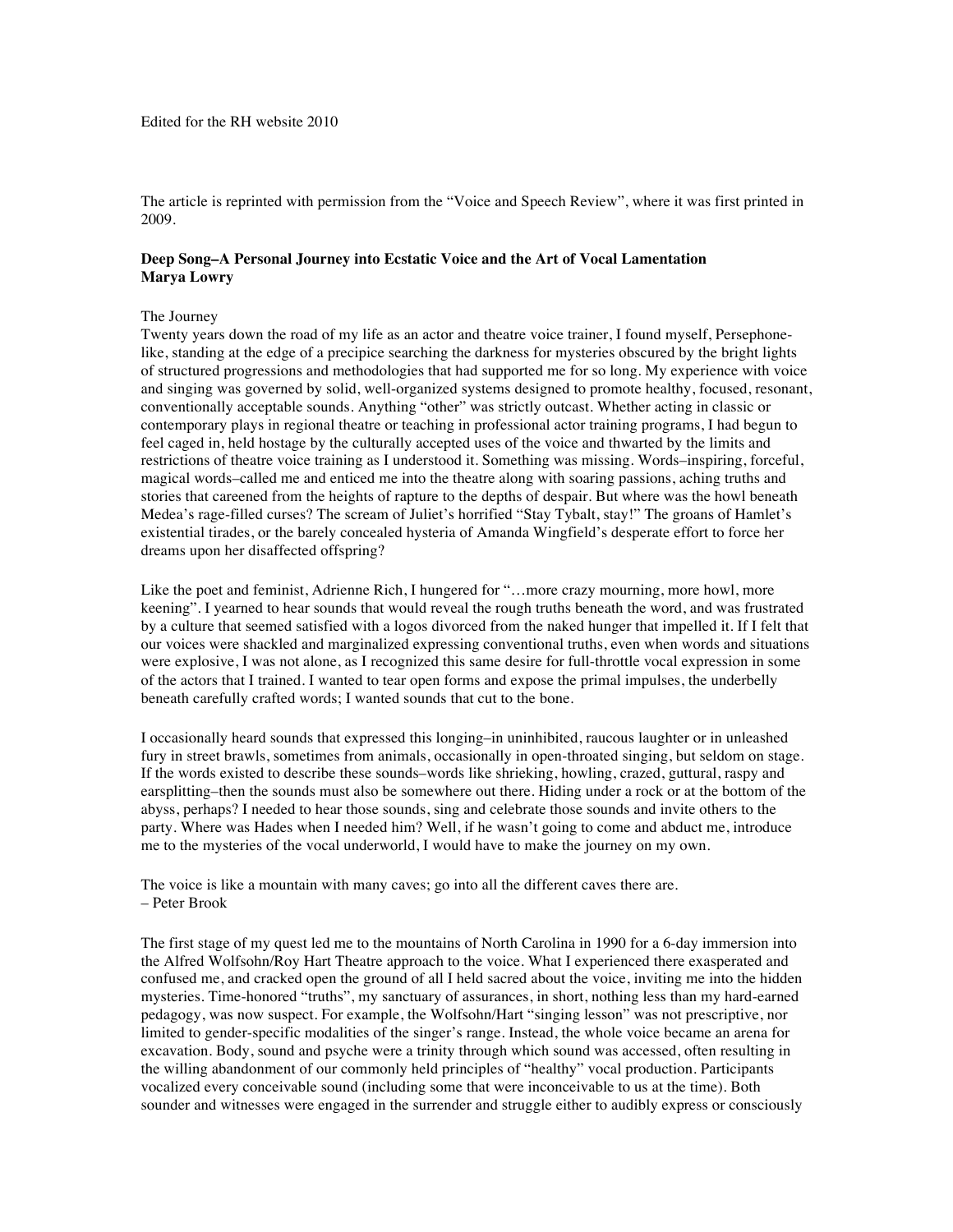Edited for the RH website 2010

The article is reprinted with permission from the "Voice and Speech Review", where it was first printed in 2009.

**Deep Song–A Personal Journey into Ecstatic Voice and the Art of Vocal Lamentation**
**Marya Lowry**

The Journey

Twenty years down the road of my life as an actor and theatre voice trainer, I found myself, Persephone-like, standing at the edge of a precipice searching the darkness for mysteries obscured by the bright lights of structured progressions and methodologies that had supported me for so long. My experience with voice and singing was governed by solid, well-organized systems designed to promote healthy, focused, resonant, conventionally acceptable sounds. Anything "other" was strictly outcast. Whether acting in classic or contemporary plays in regional theatre or teaching in professional actor training programs, I had begun to feel caged in, held hostage by the culturally accepted uses of the voice and thwarted by the limits and restrictions of theatre voice training as I understood it. Something was missing. Words–inspiring, forceful, magical words–called me and enticed me into the theatre along with soaring passions, aching truths and stories that careened from the heights of rapture to the depths of despair. But where was the howl beneath Medea's rage-filled curses? The scream of Juliet's horrified "Stay Tybalt, stay!" The groans of Hamlet's existential tirades, or the barely concealed hysteria of Amanda Wingfield's desperate effort to force her dreams upon her disaffected offspring?

Like the poet and feminist, Adrienne Rich, I hungered for "…more crazy mourning, more howl, more keening". I yearned to hear sounds that would reveal the rough truths beneath the word, and was frustrated by a culture that seemed satisfied with a logos divorced from the naked hunger that impelled it. If I felt that our voices were shackled and marginalized expressing conventional truths, even when words and situations were explosive, I was not alone, as I recognized this same desire for full-throttle vocal expression in some of the actors that I trained. I wanted to tear open forms and expose the primal impulses, the underbelly beneath carefully crafted words; I wanted sounds that cut to the bone.

I occasionally heard sounds that expressed this longing–in uninhibited, raucous laughter or in unleashed fury in street brawls, sometimes from animals, occasionally in open-throated singing, but seldom on stage. If the words existed to describe these sounds–words like shrieking, howling, crazed, guttural, raspy and earsplitting–then the sounds must also be somewhere out there. Hiding under a rock or at the bottom of the abyss, perhaps? I needed to hear those sounds, sing and celebrate those sounds and invite others to the party. Where was Hades when I needed him? Well, if he wasn't going to come and abduct me, introduce me to the mysteries of the vocal underworld, I would have to make the journey on my own.

The voice is like a mountain with many caves; go into all the different caves there are.
– Peter Brook

The first stage of my quest led me to the mountains of North Carolina in 1990 for a 6-day immersion into the Alfred Wolfsohn/Roy Hart Theatre approach to the voice. What I experienced there exasperated and confused me, and cracked open the ground of all I held sacred about the voice, inviting me into the hidden mysteries. Time-honored "truths", my sanctuary of assurances, in short, nothing less than my hard-earned pedagogy, was now suspect. For example, the Wolfsohn/Hart "singing lesson" was not prescriptive, nor limited to gender-specific modalities of the singer's range. Instead, the whole voice became an arena for excavation. Body, sound and psyche were a trinity through which sound was accessed, often resulting in the willing abandonment of our commonly held principles of "healthy" vocal production. Participants vocalized every conceivable sound (including some that were inconceivable to us at the time). Both sounder and witnesses were engaged in the surrender and struggle either to audibly express or consciously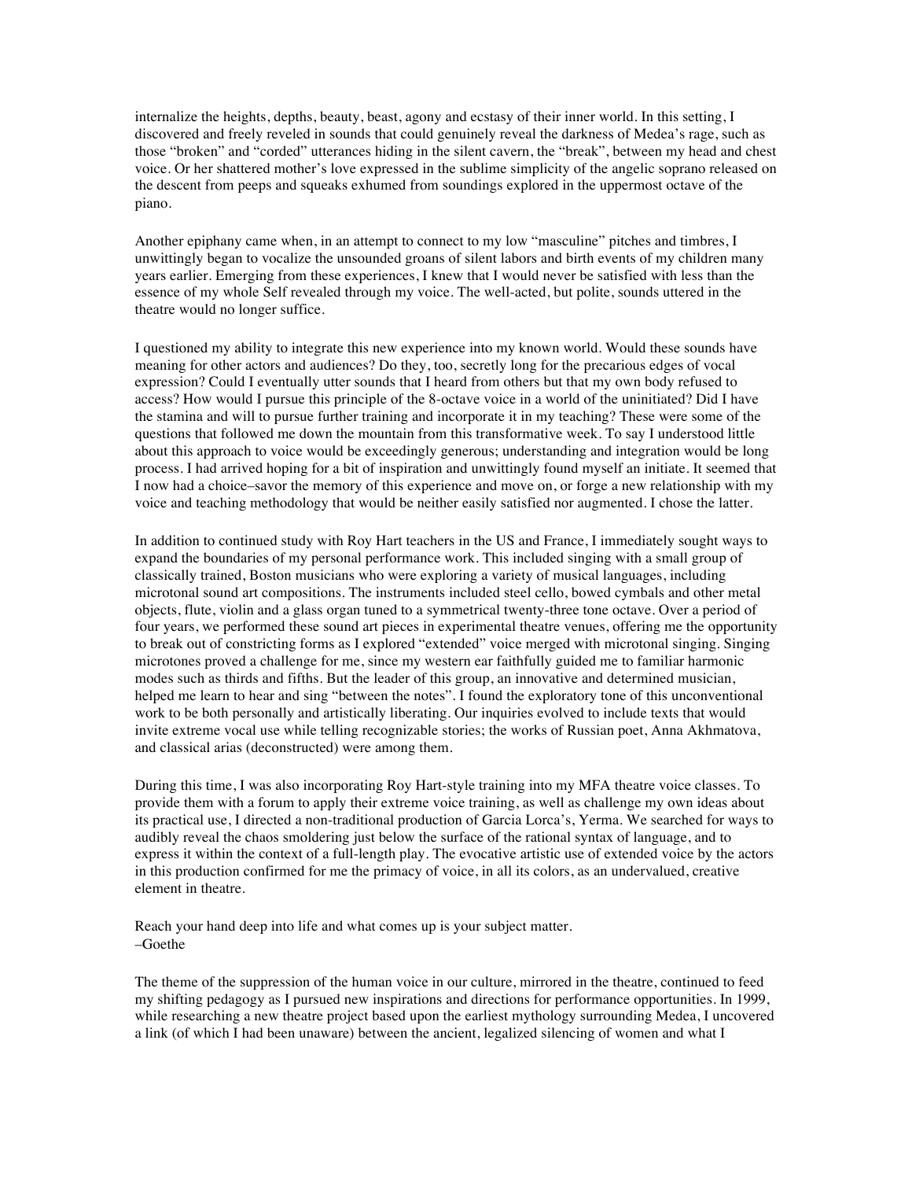internalize the heights, depths, beauty, beast, agony and ecstasy of their inner world. In this setting, I discovered and freely reveled in sounds that could genuinely reveal the darkness of Medea's rage, such as those "broken" and "corded" utterances hiding in the silent cavern, the "break", between my head and chest voice. Or her shattered mother's love expressed in the sublime simplicity of the angelic soprano released on the descent from peeps and squeaks exhumed from soundings explored in the uppermost octave of the piano.

Another epiphany came when, in an attempt to connect to my low "masculine" pitches and timbres, I unwittingly began to vocalize the unsounded groans of silent labors and birth events of my children many years earlier. Emerging from these experiences, I knew that I would never be satisfied with less than the essence of my whole Self revealed through my voice. The well-acted, but polite, sounds uttered in the theatre would no longer suffice.

I questioned my ability to integrate this new experience into my known world. Would these sounds have meaning for other actors and audiences? Do they, too, secretly long for the precarious edges of vocal expression? Could I eventually utter sounds that I heard from others but that my own body refused to access? How would I pursue this principle of the 8-octave voice in a world of the uninitiated? Did I have the stamina and will to pursue further training and incorporate it in my teaching? These were some of the questions that followed me down the mountain from this transformative week. To say I understood little about this approach to voice would be exceedingly generous; understanding and integration would be long process. I had arrived hoping for a bit of inspiration and unwittingly found myself an initiate. It seemed that I now had a choice–savor the memory of this experience and move on, or forge a new relationship with my voice and teaching methodology that would be neither easily satisfied nor augmented. I chose the latter.

In addition to continued study with Roy Hart teachers in the US and France, I immediately sought ways to expand the boundaries of my personal performance work. This included singing with a small group of classically trained, Boston musicians who were exploring a variety of musical languages, including microtonal sound art compositions. The instruments included steel cello, bowed cymbals and other metal objects, flute, violin and a glass organ tuned to a symmetrical twenty-three tone octave. Over a period of four years, we performed these sound art pieces in experimental theatre venues, offering me the opportunity to break out of constricting forms as I explored "extended" voice merged with microtonal singing. Singing microtones proved a challenge for me, since my western ear faithfully guided me to familiar harmonic modes such as thirds and fifths. But the leader of this group, an innovative and determined musician, helped me learn to hear and sing "between the notes". I found the exploratory tone of this unconventional work to be both personally and artistically liberating. Our inquiries evolved to include texts that would invite extreme vocal use while telling recognizable stories; the works of Russian poet, Anna Akhmatova, and classical arias (deconstructed) were among them.

During this time, I was also incorporating Roy Hart-style training into my MFA theatre voice classes. To provide them with a forum to apply their extreme voice training, as well as challenge my own ideas about its practical use, I directed a non-traditional production of Garcia Lorca's, Yerma. We searched for ways to audibly reveal the chaos smoldering just below the surface of the rational syntax of language, and to express it within the context of a full-length play. The evocative artistic use of extended voice by the actors in this production confirmed for me the primacy of voice, in all its colors, as an undervalued, creative element in theatre.

Reach your hand deep into life and what comes up is your subject matter.
–Goethe

The theme of the suppression of the human voice in our culture, mirrored in the theatre, continued to feed my shifting pedagogy as I pursued new inspirations and directions for performance opportunities. In 1999, while researching a new theatre project based upon the earliest mythology surrounding Medea, I uncovered a link (of which I had been unaware) between the ancient, legalized silencing of women and what I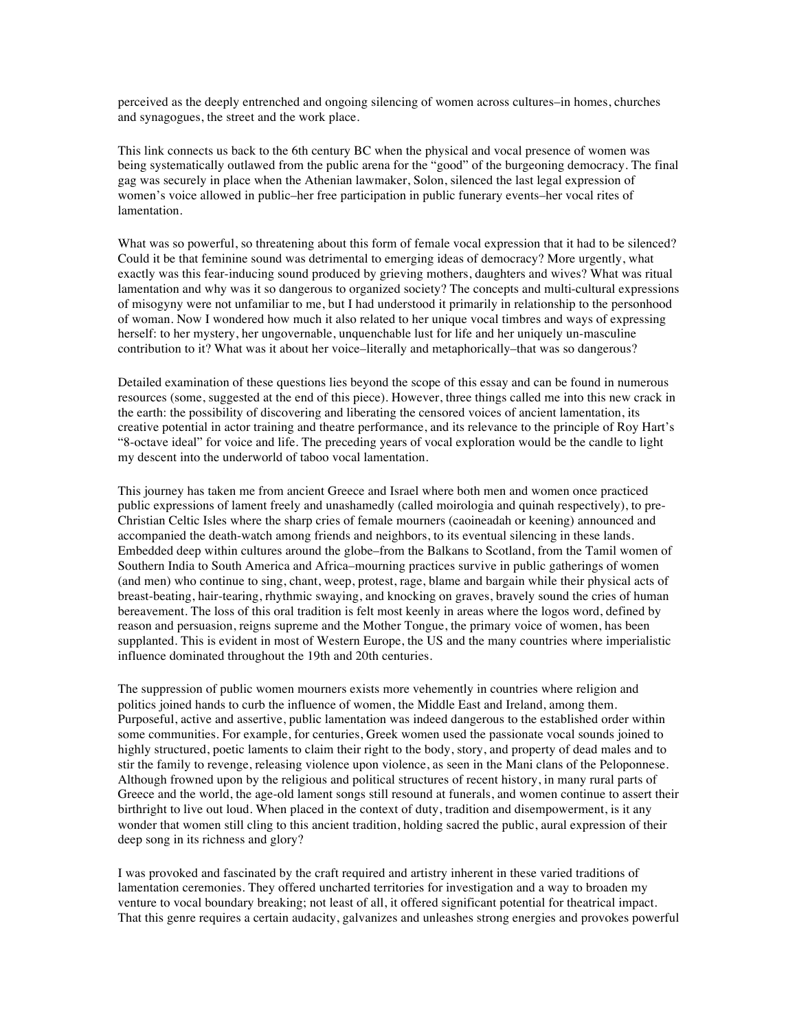perceived as the deeply entrenched and ongoing silencing of women across cultures–in homes, churches and synagogues, the street and the work place.

This link connects us back to the 6th century BC when the physical and vocal presence of women was being systematically outlawed from the public arena for the "good" of the burgeoning democracy. The final gag was securely in place when the Athenian lawmaker, Solon, silenced the last legal expression of women's voice allowed in public–her free participation in public funerary events–her vocal rites of lamentation.

What was so powerful, so threatening about this form of female vocal expression that it had to be silenced? Could it be that feminine sound was detrimental to emerging ideas of democracy? More urgently, what exactly was this fear-inducing sound produced by grieving mothers, daughters and wives? What was ritual lamentation and why was it so dangerous to organized society? The concepts and multi-cultural expressions of misogyny were not unfamiliar to me, but I had understood it primarily in relationship to the personhood of woman. Now I wondered how much it also related to her unique vocal timbres and ways of expressing herself: to her mystery, her ungovernable, unquenchable lust for life and her uniquely un-masculine contribution to it? What was it about her voice–literally and metaphorically–that was so dangerous?

Detailed examination of these questions lies beyond the scope of this essay and can be found in numerous resources (some, suggested at the end of this piece). However, three things called me into this new crack in the earth: the possibility of discovering and liberating the censored voices of ancient lamentation, its creative potential in actor training and theatre performance, and its relevance to the principle of Roy Hart's "8-octave ideal" for voice and life. The preceding years of vocal exploration would be the candle to light my descent into the underworld of taboo vocal lamentation.

This journey has taken me from ancient Greece and Israel where both men and women once practiced public expressions of lament freely and unashamedly (called moirologia and quinah respectively), to pre-Christian Celtic Isles where the sharp cries of female mourners (caoineadah or keening) announced and accompanied the death-watch among friends and neighbors, to its eventual silencing in these lands. Embedded deep within cultures around the globe–from the Balkans to Scotland, from the Tamil women of Southern India to South America and Africa–mourning practices survive in public gatherings of women (and men) who continue to sing, chant, weep, protest, rage, blame and bargain while their physical acts of breast-beating, hair-tearing, rhythmic swaying, and knocking on graves, bravely sound the cries of human bereavement. The loss of this oral tradition is felt most keenly in areas where the logos word, defined by reason and persuasion, reigns supreme and the Mother Tongue, the primary voice of women, has been supplanted. This is evident in most of Western Europe, the US and the many countries where imperialistic influence dominated throughout the 19th and 20th centuries.

The suppression of public women mourners exists more vehemently in countries where religion and politics joined hands to curb the influence of women, the Middle East and Ireland, among them. Purposeful, active and assertive, public lamentation was indeed dangerous to the established order within some communities. For example, for centuries, Greek women used the passionate vocal sounds joined to highly structured, poetic laments to claim their right to the body, story, and property of dead males and to stir the family to revenge, releasing violence upon violence, as seen in the Mani clans of the Peloponnese. Although frowned upon by the religious and political structures of recent history, in many rural parts of Greece and the world, the age-old lament songs still resound at funerals, and women continue to assert their birthright to live out loud. When placed in the context of duty, tradition and disempowerment, is it any wonder that women still cling to this ancient tradition, holding sacred the public, aural expression of their deep song in its richness and glory?

I was provoked and fascinated by the craft required and artistry inherent in these varied traditions of lamentation ceremonies. They offered uncharted territories for investigation and a way to broaden my venture to vocal boundary breaking; not least of all, it offered significant potential for theatrical impact. That this genre requires a certain audacity, galvanizes and unleashes strong energies and provokes powerful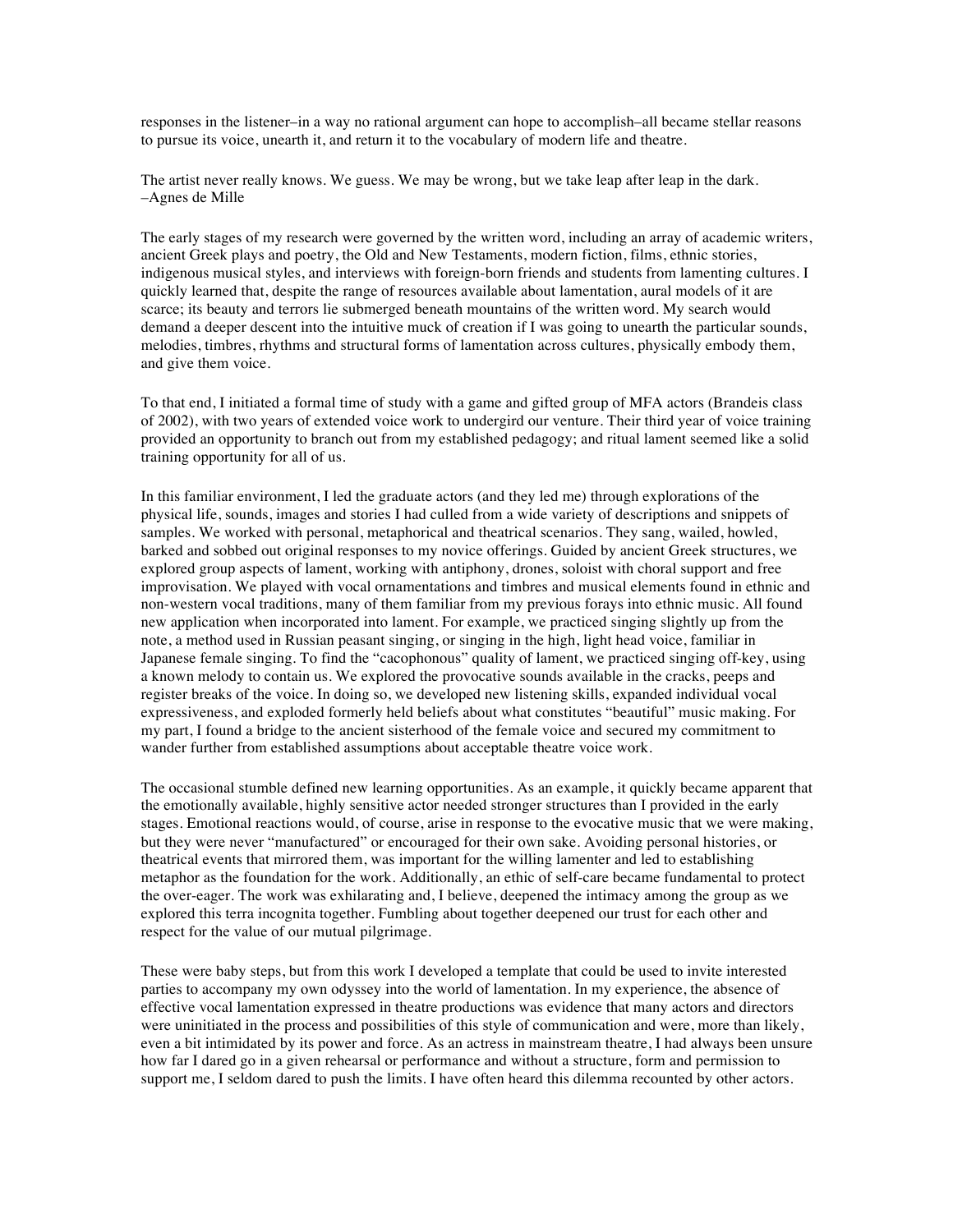responses in the listener–in a way no rational argument can hope to accomplish–all became stellar reasons to pursue its voice, unearth it, and return it to the vocabulary of modern life and theatre.

The artist never really knows. We guess. We may be wrong, but we take leap after leap in the dark.
–Agnes de Mille

The early stages of my research were governed by the written word, including an array of academic writers, ancient Greek plays and poetry, the Old and New Testaments, modern fiction, films, ethnic stories, indigenous musical styles, and interviews with foreign-born friends and students from lamenting cultures. I quickly learned that, despite the range of resources available about lamentation, aural models of it are scarce; its beauty and terrors lie submerged beneath mountains of the written word. My search would demand a deeper descent into the intuitive muck of creation if I was going to unearth the particular sounds, melodies, timbres, rhythms and structural forms of lamentation across cultures, physically embody them, and give them voice.

To that end, I initiated a formal time of study with a game and gifted group of MFA actors (Brandeis class of 2002), with two years of extended voice work to undergird our venture. Their third year of voice training provided an opportunity to branch out from my established pedagogy; and ritual lament seemed like a solid training opportunity for all of us.

In this familiar environment, I led the graduate actors (and they led me) through explorations of the physical life, sounds, images and stories I had culled from a wide variety of descriptions and snippets of samples. We worked with personal, metaphorical and theatrical scenarios. They sang, wailed, howled, barked and sobbed out original responses to my novice offerings. Guided by ancient Greek structures, we explored group aspects of lament, working with antiphony, drones, soloist with choral support and free improvisation. We played with vocal ornamentations and timbres and musical elements found in ethnic and non-western vocal traditions, many of them familiar from my previous forays into ethnic music. All found new application when incorporated into lament. For example, we practiced singing slightly up from the note, a method used in Russian peasant singing, or singing in the high, light head voice, familiar in Japanese female singing. To find the "cacophonous" quality of lament, we practiced singing off-key, using a known melody to contain us. We explored the provocative sounds available in the cracks, peeps and register breaks of the voice. In doing so, we developed new listening skills, expanded individual vocal expressiveness, and exploded formerly held beliefs about what constitutes "beautiful" music making. For my part, I found a bridge to the ancient sisterhood of the female voice and secured my commitment to wander further from established assumptions about acceptable theatre voice work.

The occasional stumble defined new learning opportunities. As an example, it quickly became apparent that the emotionally available, highly sensitive actor needed stronger structures than I provided in the early stages. Emotional reactions would, of course, arise in response to the evocative music that we were making, but they were never "manufactured" or encouraged for their own sake. Avoiding personal histories, or theatrical events that mirrored them, was important for the willing lamenter and led to establishing metaphor as the foundation for the work. Additionally, an ethic of self-care became fundamental to protect the over-eager. The work was exhilarating and, I believe, deepened the intimacy among the group as we explored this terra incognita together. Fumbling about together deepened our trust for each other and respect for the value of our mutual pilgrimage.

These were baby steps, but from this work I developed a template that could be used to invite interested parties to accompany my own odyssey into the world of lamentation. In my experience, the absence of effective vocal lamentation expressed in theatre productions was evidence that many actors and directors were uninitiated in the process and possibilities of this style of communication and were, more than likely, even a bit intimidated by its power and force. As an actress in mainstream theatre, I had always been unsure how far I dared go in a given rehearsal or performance and without a structure, form and permission to support me, I seldom dared to push the limits. I have often heard this dilemma recounted by other actors.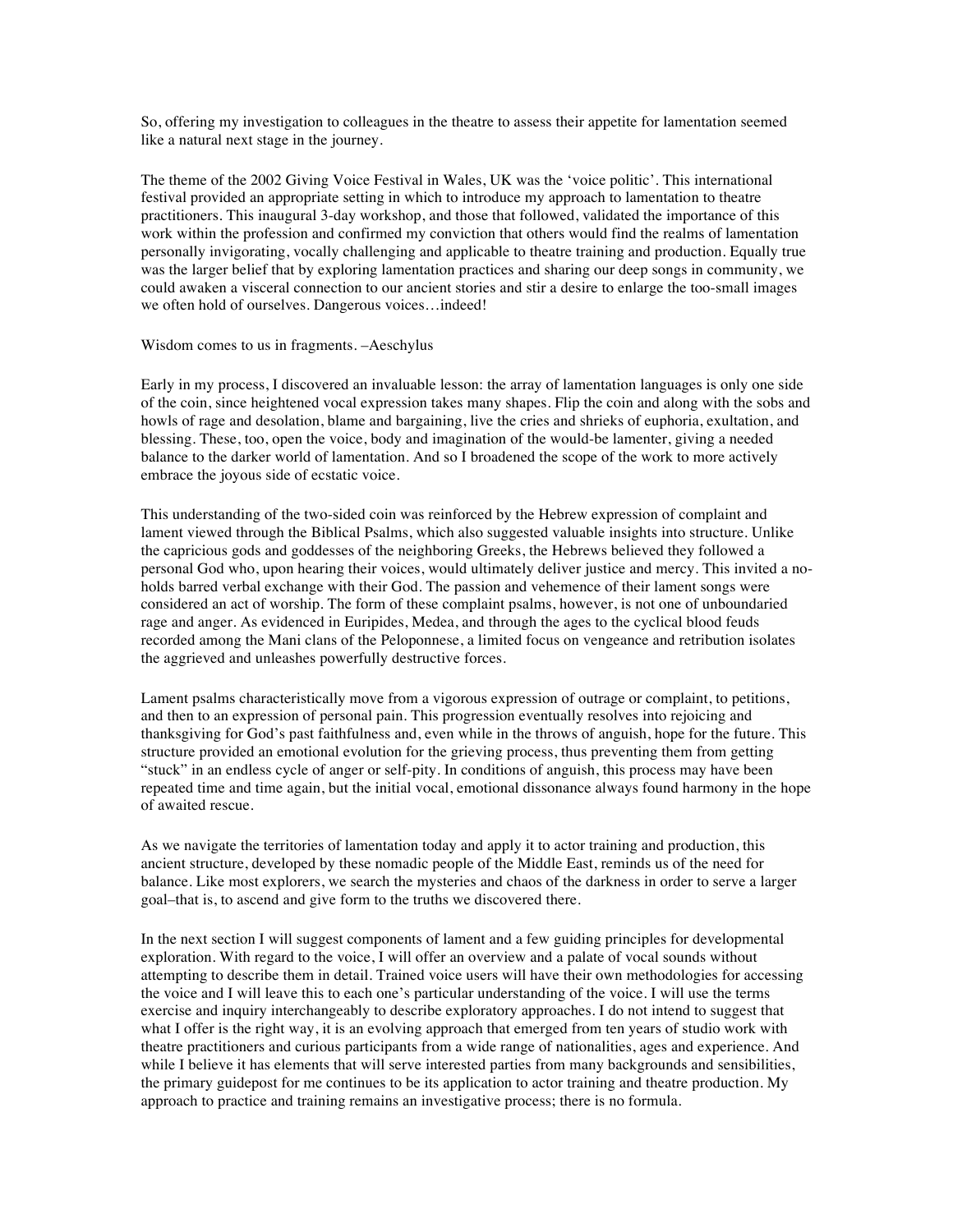So, offering my investigation to colleagues in the theatre to assess their appetite for lamentation seemed like a natural next stage in the journey.

The theme of the 2002 Giving Voice Festival in Wales, UK was the 'voice politic'. This international festival provided an appropriate setting in which to introduce my approach to lamentation to theatre practitioners. This inaugural 3-day workshop, and those that followed, validated the importance of this work within the profession and confirmed my conviction that others would find the realms of lamentation personally invigorating, vocally challenging and applicable to theatre training and production. Equally true was the larger belief that by exploring lamentation practices and sharing our deep songs in community, we could awaken a visceral connection to our ancient stories and stir a desire to enlarge the too-small images we often hold of ourselves. Dangerous voices…indeed!

Wisdom comes to us in fragments. –Aeschylus

Early in my process, I discovered an invaluable lesson: the array of lamentation languages is only one side of the coin, since heightened vocal expression takes many shapes. Flip the coin and along with the sobs and howls of rage and desolation, blame and bargaining, live the cries and shrieks of euphoria, exultation, and blessing. These, too, open the voice, body and imagination of the would-be lamenter, giving a needed balance to the darker world of lamentation. And so I broadened the scope of the work to more actively embrace the joyous side of ecstatic voice.

This understanding of the two-sided coin was reinforced by the Hebrew expression of complaint and lament viewed through the Biblical Psalms, which also suggested valuable insights into structure. Unlike the capricious gods and goddesses of the neighboring Greeks, the Hebrews believed they followed a personal God who, upon hearing their voices, would ultimately deliver justice and mercy. This invited a no-holds barred verbal exchange with their God. The passion and vehemence of their lament songs were considered an act of worship. The form of these complaint psalms, however, is not one of unboundaried rage and anger. As evidenced in Euripides, Medea, and through the ages to the cyclical blood feuds recorded among the Mani clans of the Peloponnese, a limited focus on vengeance and retribution isolates the aggrieved and unleashes powerfully destructive forces.

Lament psalms characteristically move from a vigorous expression of outrage or complaint, to petitions, and then to an expression of personal pain. This progression eventually resolves into rejoicing and thanksgiving for God's past faithfulness and, even while in the throws of anguish, hope for the future. This structure provided an emotional evolution for the grieving process, thus preventing them from getting "stuck" in an endless cycle of anger or self-pity. In conditions of anguish, this process may have been repeated time and time again, but the initial vocal, emotional dissonance always found harmony in the hope of awaited rescue.

As we navigate the territories of lamentation today and apply it to actor training and production, this ancient structure, developed by these nomadic people of the Middle East, reminds us of the need for balance. Like most explorers, we search the mysteries and chaos of the darkness in order to serve a larger goal–that is, to ascend and give form to the truths we discovered there.

In the next section I will suggest components of lament and a few guiding principles for developmental exploration. With regard to the voice, I will offer an overview and a palate of vocal sounds without attempting to describe them in detail. Trained voice users will have their own methodologies for accessing the voice and I will leave this to each one's particular understanding of the voice. I will use the terms exercise and inquiry interchangeably to describe exploratory approaches. I do not intend to suggest that what I offer is the right way, it is an evolving approach that emerged from ten years of studio work with theatre practitioners and curious participants from a wide range of nationalities, ages and experience. And while I believe it has elements that will serve interested parties from many backgrounds and sensibilities, the primary guidepost for me continues to be its application to actor training and theatre production. My approach to practice and training remains an investigative process; there is no formula.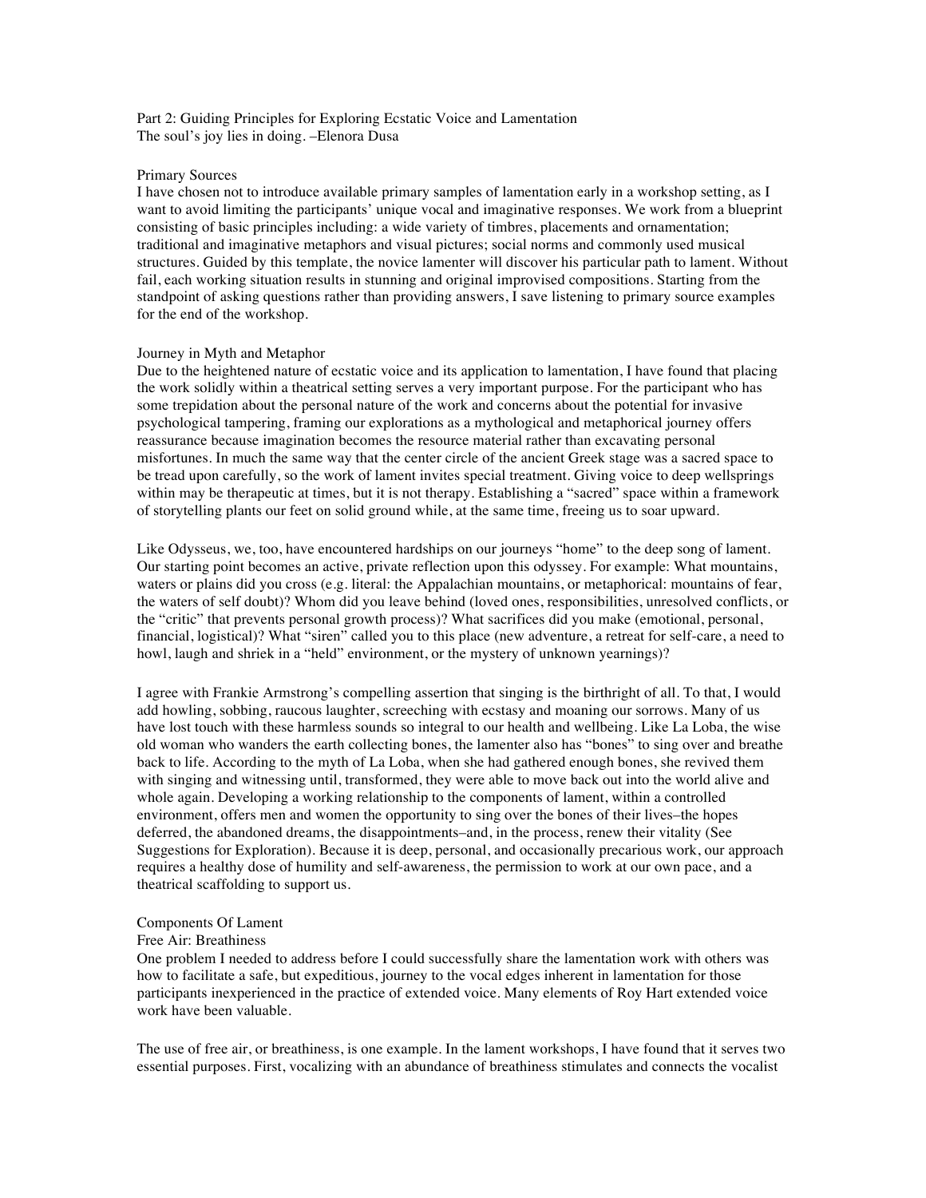## Part 2: Guiding Principles for Exploring Ecstatic Voice and Lamentation

The soul's joy lies in doing. –Elenora Dusa

### Primary Sources

I have chosen not to introduce available primary samples of lamentation early in a workshop setting, as I want to avoid limiting the participants' unique vocal and imaginative responses. We work from a blueprint consisting of basic principles including: a wide variety of timbres, placements and ornamentation; traditional and imaginative metaphors and visual pictures; social norms and commonly used musical structures. Guided by this template, the novice lamenter will discover his particular path to lament. Without fail, each working situation results in stunning and original improvised compositions. Starting from the standpoint of asking questions rather than providing answers, I save listening to primary source examples for the end of the workshop.

### Journey in Myth and Metaphor

Due to the heightened nature of ecstatic voice and its application to lamentation, I have found that placing the work solidly within a theatrical setting serves a very important purpose. For the participant who has some trepidation about the personal nature of the work and concerns about the potential for invasive psychological tampering, framing our explorations as a mythological and metaphorical journey offers reassurance because imagination becomes the resource material rather than excavating personal misfortunes. In much the same way that the center circle of the ancient Greek stage was a sacred space to be tread upon carefully, so the work of lament invites special treatment. Giving voice to deep wellsprings within may be therapeutic at times, but it is not therapy. Establishing a "sacred" space within a framework of storytelling plants our feet on solid ground while, at the same time, freeing us to soar upward.

Like Odysseus, we, too, have encountered hardships on our journeys "home" to the deep song of lament. Our starting point becomes an active, private reflection upon this odyssey. For example: What mountains, waters or plains did you cross (e.g. literal: the Appalachian mountains, or metaphorical: mountains of fear, the waters of self doubt)? Whom did you leave behind (loved ones, responsibilities, unresolved conflicts, or the "critic" that prevents personal growth process)? What sacrifices did you make (emotional, personal, financial, logistical)? What "siren" called you to this place (new adventure, a retreat for self-care, a need to howl, laugh and shriek in a "held" environment, or the mystery of unknown yearnings)?

I agree with Frankie Armstrong's compelling assertion that singing is the birthright of all. To that, I would add howling, sobbing, raucous laughter, screeching with ecstasy and moaning our sorrows. Many of us have lost touch with these harmless sounds so integral to our health and wellbeing. Like La Loba, the wise old woman who wanders the earth collecting bones, the lamenter also has "bones" to sing over and breathe back to life. According to the myth of La Loba, when she had gathered enough bones, she revived them with singing and witnessing until, transformed, they were able to move back out into the world alive and whole again. Developing a working relationship to the components of lament, within a controlled environment, offers men and women the opportunity to sing over the bones of their lives–the hopes deferred, the abandoned dreams, the disappointments–and, in the process, renew their vitality (See Suggestions for Exploration). Because it is deep, personal, and occasionally precarious work, our approach requires a healthy dose of humility and self-awareness, the permission to work at our own pace, and a theatrical scaffolding to support us.

### Components Of Lament

#### Free Air: Breathiness

One problem I needed to address before I could successfully share the lamentation work with others was how to facilitate a safe, but expeditious, journey to the vocal edges inherent in lamentation for those participants inexperienced in the practice of extended voice. Many elements of Roy Hart extended voice work have been valuable.

The use of free air, or breathiness, is one example. In the lament workshops, I have found that it serves two essential purposes. First, vocalizing with an abundance of breathiness stimulates and connects the vocalist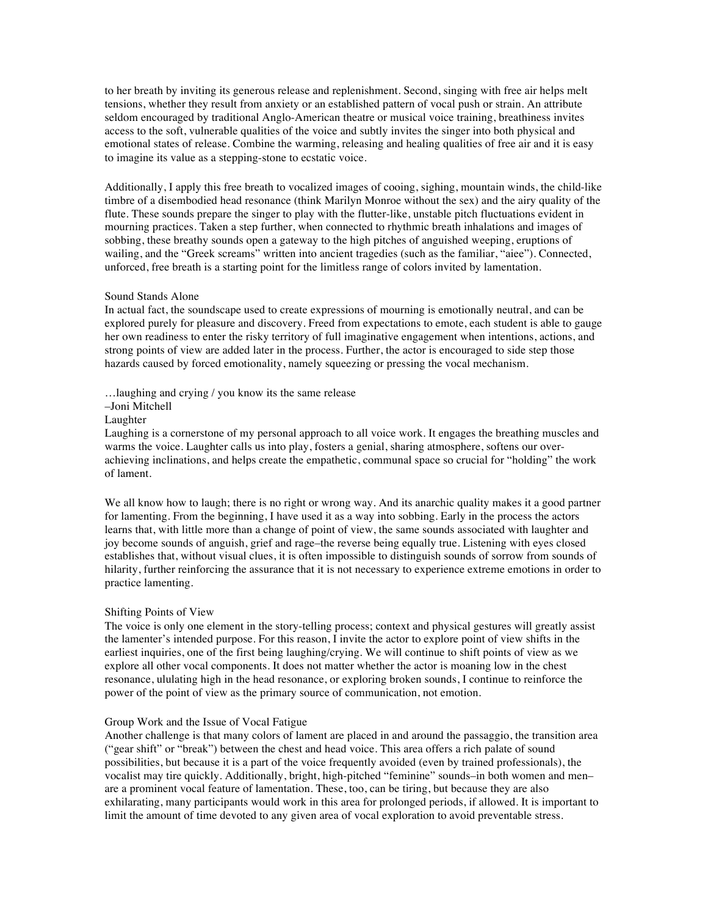to her breath by inviting its generous release and replenishment. Second, singing with free air helps melt tensions, whether they result from anxiety or an established pattern of vocal push or strain. An attribute seldom encouraged by traditional Anglo-American theatre or musical voice training, breathiness invites access to the soft, vulnerable qualities of the voice and subtly invites the singer into both physical and emotional states of release. Combine the warming, releasing and healing qualities of free air and it is easy to imagine its value as a stepping-stone to ecstatic voice.

Additionally, I apply this free breath to vocalized images of cooing, sighing, mountain winds, the child-like timbre of a disembodied head resonance (think Marilyn Monroe without the sex) and the airy quality of the flute. These sounds prepare the singer to play with the flutter-like, unstable pitch fluctuations evident in mourning practices. Taken a step further, when connected to rhythmic breath inhalations and images of sobbing, these breathy sounds open a gateway to the high pitches of anguished weeping, eruptions of wailing, and the "Greek screams" written into ancient tragedies (such as the familiar, "aiee"). Connected, unforced, free breath is a starting point for the limitless range of colors invited by lamentation.

### Sound Stands Alone

In actual fact, the soundscape used to create expressions of mourning is emotionally neutral, and can be explored purely for pleasure and discovery. Freed from expectations to emote, each student is able to gauge her own readiness to enter the risky territory of full imaginative engagement when intentions, actions, and strong points of view are added later in the process. Further, the actor is encouraged to side step those hazards caused by forced emotionality, namely squeezing or pressing the vocal mechanism.

…laughing and crying / you know its the same release
–Joni Mitchell

### Laughter

Laughing is a cornerstone of my personal approach to all voice work. It engages the breathing muscles and warms the voice. Laughter calls us into play, fosters a genial, sharing atmosphere, softens our over-achieving inclinations, and helps create the empathetic, communal space so crucial for "holding" the work of lament.

We all know how to laugh; there is no right or wrong way. And its anarchic quality makes it a good partner for lamenting. From the beginning, I have used it as a way into sobbing. Early in the process the actors learns that, with little more than a change of point of view, the same sounds associated with laughter and joy become sounds of anguish, grief and rage–the reverse being equally true. Listening with eyes closed establishes that, without visual clues, it is often impossible to distinguish sounds of sorrow from sounds of hilarity, further reinforcing the assurance that it is not necessary to experience extreme emotions in order to practice lamenting.

### Shifting Points of View

The voice is only one element in the story-telling process; context and physical gestures will greatly assist the lamenter's intended purpose. For this reason, I invite the actor to explore point of view shifts in the earliest inquiries, one of the first being laughing/crying. We will continue to shift points of view as we explore all other vocal components. It does not matter whether the actor is moaning low in the chest resonance, ululating high in the head resonance, or exploring broken sounds, I continue to reinforce the power of the point of view as the primary source of communication, not emotion.

### Group Work and the Issue of Vocal Fatigue

Another challenge is that many colors of lament are placed in and around the passaggio, the transition area ("gear shift" or "break") between the chest and head voice. This area offers a rich palate of sound possibilities, but because it is a part of the voice frequently avoided (even by trained professionals), the vocalist may tire quickly. Additionally, bright, high-pitched "feminine" sounds–in both women and men–are a prominent vocal feature of lamentation. These, too, can be tiring, but because they are also exhilarating, many participants would work in this area for prolonged periods, if allowed. It is important to limit the amount of time devoted to any given area of vocal exploration to avoid preventable stress.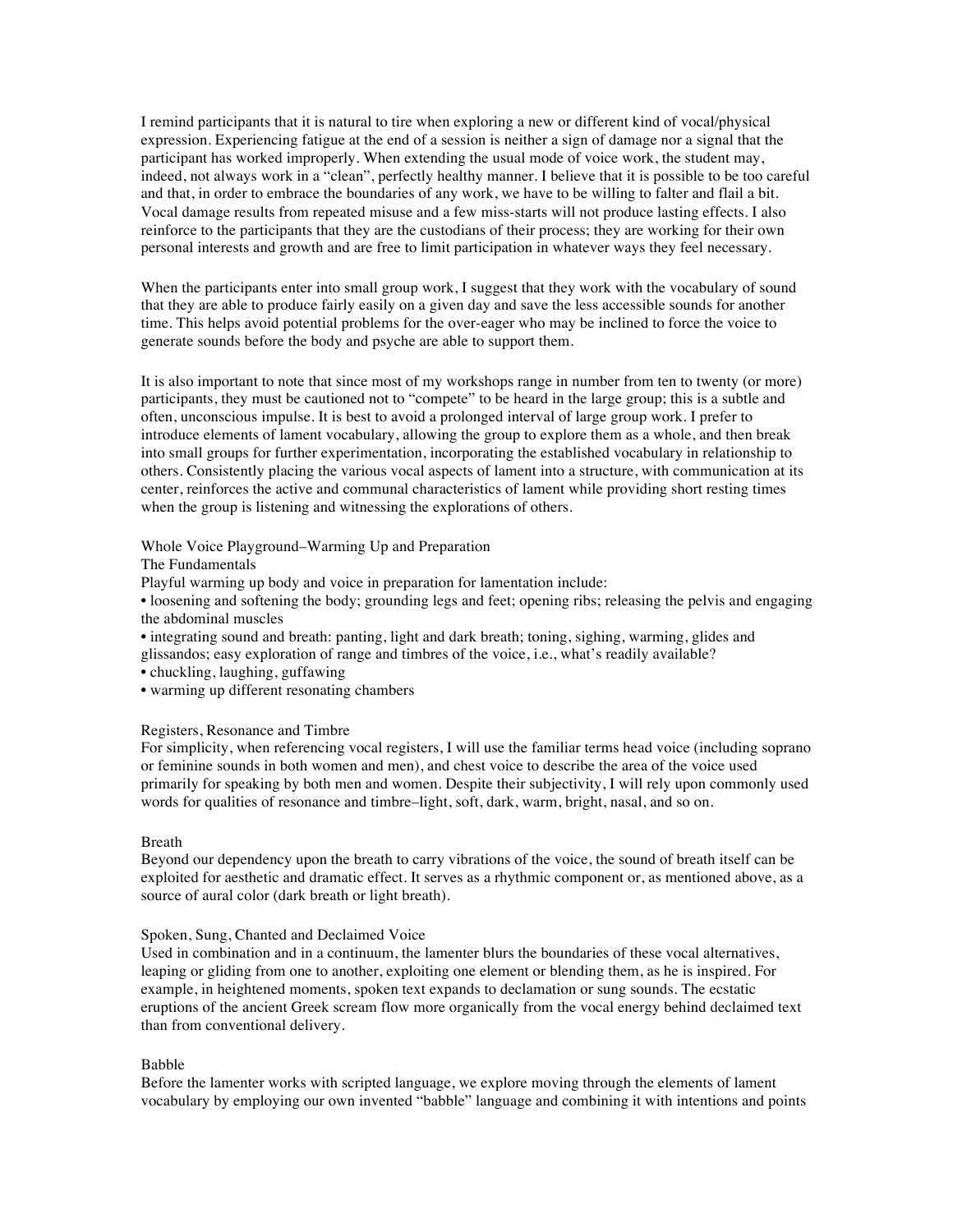I remind participants that it is natural to tire when exploring a new or different kind of vocal/physical expression. Experiencing fatigue at the end of a session is neither a sign of damage nor a signal that the participant has worked improperly. When extending the usual mode of voice work, the student may, indeed, not always work in a "clean", perfectly healthy manner. I believe that it is possible to be too careful and that, in order to embrace the boundaries of any work, we have to be willing to falter and flail a bit. Vocal damage results from repeated misuse and a few miss-starts will not produce lasting effects. I also reinforce to the participants that they are the custodians of their process; they are working for their own personal interests and growth and are free to limit participation in whatever ways they feel necessary.

When the participants enter into small group work, I suggest that they work with the vocabulary of sound that they are able to produce fairly easily on a given day and save the less accessible sounds for another time. This helps avoid potential problems for the over-eager who may be inclined to force the voice to generate sounds before the body and psyche are able to support them.

It is also important to note that since most of my workshops range in number from ten to twenty (or more) participants, they must be cautioned not to "compete" to be heard in the large group; this is a subtle and often, unconscious impulse. It is best to avoid a prolonged interval of large group work. I prefer to introduce elements of lament vocabulary, allowing the group to explore them as a whole, and then break into small groups for further experimentation, incorporating the established vocabulary in relationship to others. Consistently placing the various vocal aspects of lament into a structure, with communication at its center, reinforces the active and communal characteristics of lament while providing short resting times when the group is listening and witnessing the explorations of others.

## Whole Voice Playground–Warming Up and Preparation

### The Fundamentals

Playful warming up body and voice in preparation for lamentation include:

- loosening and softening the body; grounding legs and feet; opening ribs; releasing the pelvis and engaging the abdominal muscles
- integrating sound and breath: panting, light and dark breath; toning, sighing, warming, glides and glissandos; easy exploration of range and timbres of the voice, i.e., what's readily available?
- chuckling, laughing, guffawing
- warming up different resonating chambers

### Registers, Resonance and Timbre

For simplicity, when referencing vocal registers, I will use the familiar terms head voice (including soprano or feminine sounds in both women and men), and chest voice to describe the area of the voice used primarily for speaking by both men and women. Despite their subjectivity, I will rely upon commonly used words for qualities of resonance and timbre–light, soft, dark, warm, bright, nasal, and so on.

### Breath

Beyond our dependency upon the breath to carry vibrations of the voice, the sound of breath itself can be exploited for aesthetic and dramatic effect. It serves as a rhythmic component or, as mentioned above, as a source of aural color (dark breath or light breath).

### Spoken, Sung, Chanted and Declaimed Voice

Used in combination and in a continuum, the lamenter blurs the boundaries of these vocal alternatives, leaping or gliding from one to another, exploiting one element or blending them, as he is inspired. For example, in heightened moments, spoken text expands to declamation or sung sounds. The ecstatic eruptions of the ancient Greek scream flow more organically from the vocal energy behind declaimed text than from conventional delivery.

### Babble

Before the lamenter works with scripted language, we explore moving through the elements of lament vocabulary by employing our own invented "babble" language and combining it with intentions and points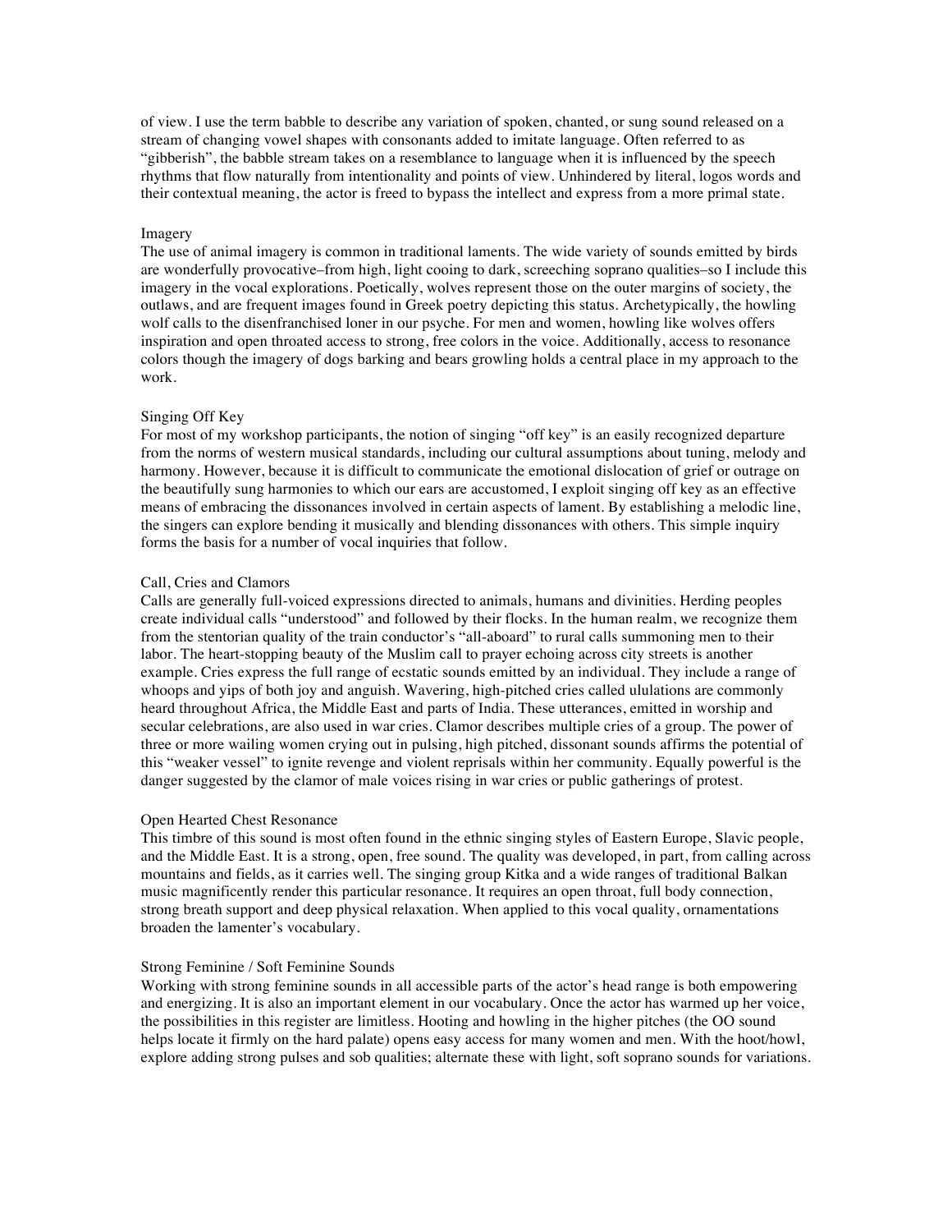of view. I use the term babble to describe any variation of spoken, chanted, or sung sound released on a stream of changing vowel shapes with consonants added to imitate language. Often referred to as "gibberish", the babble stream takes on a resemblance to language when it is influenced by the speech rhythms that flow naturally from intentionality and points of view. Unhindered by literal, logos words and their contextual meaning, the actor is freed to bypass the intellect and express from a more primal state.

### Imagery

The use of animal imagery is common in traditional laments. The wide variety of sounds emitted by birds are wonderfully provocative–from high, light cooing to dark, screeching soprano qualities–so I include this imagery in the vocal explorations. Poetically, wolves represent those on the outer margins of society, the outlaws, and are frequent images found in Greek poetry depicting this status. Archetypically, the howling wolf calls to the disenfranchised loner in our psyche. For men and women, howling like wolves offers inspiration and open throated access to strong, free colors in the voice. Additionally, access to resonance colors though the imagery of dogs barking and bears growling holds a central place in my approach to the work.

### Singing Off Key

For most of my workshop participants, the notion of singing "off key" is an easily recognized departure from the norms of western musical standards, including our cultural assumptions about tuning, melody and harmony. However, because it is difficult to communicate the emotional dislocation of grief or outrage on the beautifully sung harmonies to which our ears are accustomed, I exploit singing off key as an effective means of embracing the dissonances involved in certain aspects of lament. By establishing a melodic line, the singers can explore bending it musically and blending dissonances with others. This simple inquiry forms the basis for a number of vocal inquiries that follow.

### Call, Cries and Clamors

Calls are generally full-voiced expressions directed to animals, humans and divinities. Herding peoples create individual calls "understood" and followed by their flocks. In the human realm, we recognize them from the stentorian quality of the train conductor's "all-aboard" to rural calls summoning men to their labor. The heart-stopping beauty of the Muslim call to prayer echoing across city streets is another example. Cries express the full range of ecstatic sounds emitted by an individual. They include a range of whoops and yips of both joy and anguish. Wavering, high-pitched cries called ululations are commonly heard throughout Africa, the Middle East and parts of India. These utterances, emitted in worship and secular celebrations, are also used in war cries. Clamor describes multiple cries of a group. The power of three or more wailing women crying out in pulsing, high pitched, dissonant sounds affirms the potential of this "weaker vessel" to ignite revenge and violent reprisals within her community. Equally powerful is the danger suggested by the clamor of male voices rising in war cries or public gatherings of protest.

### Open Hearted Chest Resonance

This timbre of this sound is most often found in the ethnic singing styles of Eastern Europe, Slavic people, and the Middle East. It is a strong, open, free sound. The quality was developed, in part, from calling across mountains and fields, as it carries well. The singing group Kitka and a wide ranges of traditional Balkan music magnificently render this particular resonance. It requires an open throat, full body connection, strong breath support and deep physical relaxation. When applied to this vocal quality, ornamentations broaden the lamenter's vocabulary.

### Strong Feminine / Soft Feminine Sounds

Working with strong feminine sounds in all accessible parts of the actor's head range is both empowering and energizing. It is also an important element in our vocabulary. Once the actor has warmed up her voice, the possibilities in this register are limitless. Hooting and howling in the higher pitches (the OO sound helps locate it firmly on the hard palate) opens easy access for many women and men. With the hoot/howl, explore adding strong pulses and sob qualities; alternate these with light, soft soprano sounds for variations.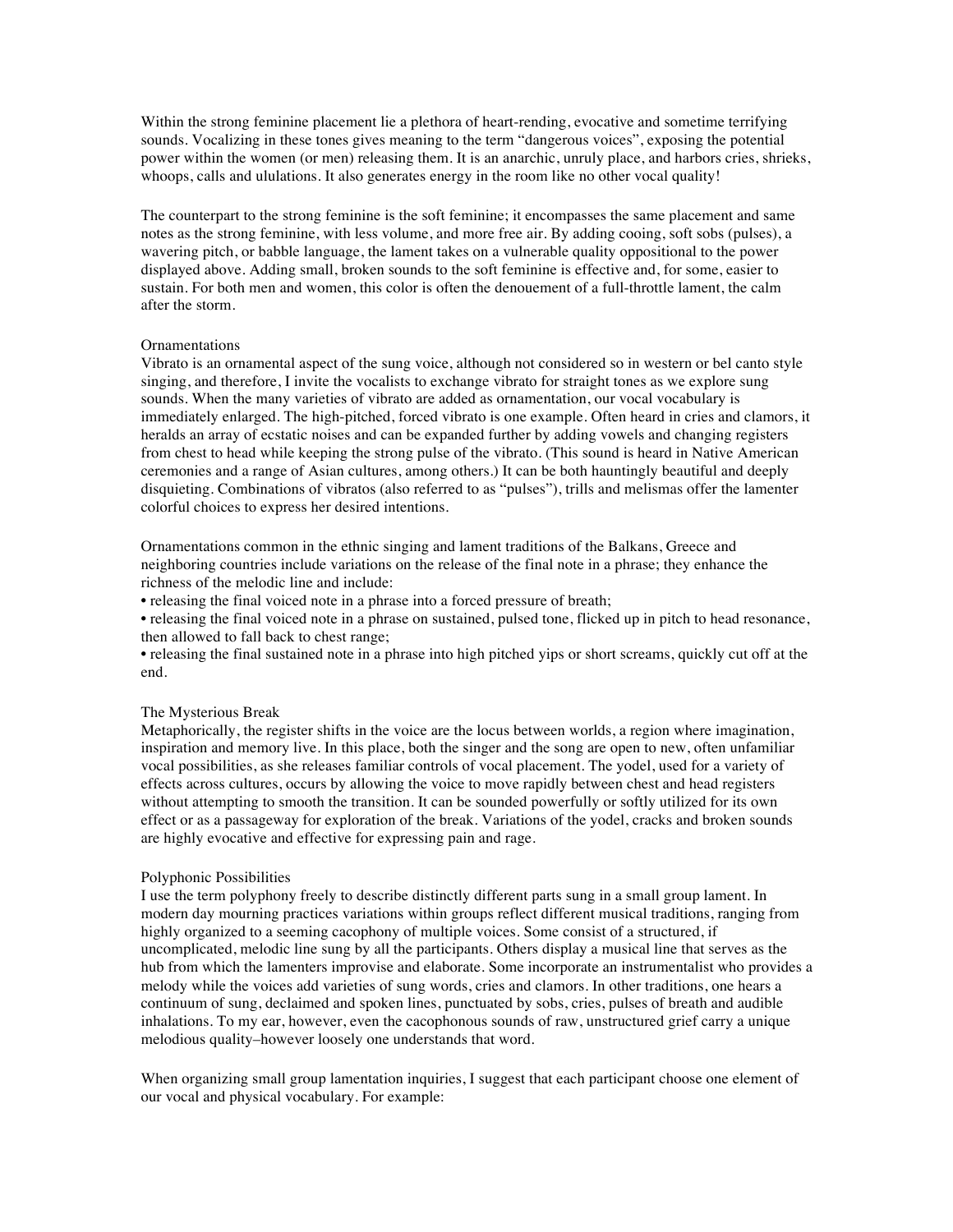Within the strong feminine placement lie a plethora of heart-rending, evocative and sometime terrifying sounds. Vocalizing in these tones gives meaning to the term “dangerous voices”, exposing the potential power within the women (or men) releasing them. It is an anarchic, unruly place, and harbors cries, shrieks, whoops, calls and ululations. It also generates energy in the room like no other vocal quality!

The counterpart to the strong feminine is the soft feminine; it encompasses the same placement and same notes as the strong feminine, with less volume, and more free air. By adding cooing, soft sobs (pulses), a wavering pitch, or babble language, the lament takes on a vulnerable quality oppositional to the power displayed above. Adding small, broken sounds to the soft feminine is effective and, for some, easier to sustain. For both men and women, this color is often the denouement of a full-throttle lament, the calm after the storm.

### Ornamentations

Vibrato is an ornamental aspect of the sung voice, although not considered so in western or bel canto style singing, and therefore, I invite the vocalists to exchange vibrato for straight tones as we explore sung sounds. When the many varieties of vibrato are added as ornamentation, our vocal vocabulary is immediately enlarged. The high-pitched, forced vibrato is one example. Often heard in cries and clamors, it heralds an array of ecstatic noises and can be expanded further by adding vowels and changing registers from chest to head while keeping the strong pulse of the vibrato. (This sound is heard in Native American ceremonies and a range of Asian cultures, among others.) It can be both hauntingly beautiful and deeply disquieting. Combinations of vibratos (also referred to as “pulses”), trills and melismas offer the lamenter colorful choices to express her desired intentions.

Ornamentations common in the ethnic singing and lament traditions of the Balkans, Greece and neighboring countries include variations on the release of the final note in a phrase; they enhance the richness of the melodic line and include:

- releasing the final voiced note in a phrase into a forced pressure of breath;
- releasing the final voiced note in a phrase on sustained, pulsed tone, flicked up in pitch to head resonance, then allowed to fall back to chest range;
- releasing the final sustained note in a phrase into high pitched yips or short screams, quickly cut off at the end.

### The Mysterious Break

Metaphorically, the register shifts in the voice are the locus between worlds, a region where imagination, inspiration and memory live. In this place, both the singer and the song are open to new, often unfamiliar vocal possibilities, as she releases familiar controls of vocal placement. The yodel, used for a variety of effects across cultures, occurs by allowing the voice to move rapidly between chest and head registers without attempting to smooth the transition. It can be sounded powerfully or softly utilized for its own effect or as a passageway for exploration of the break. Variations of the yodel, cracks and broken sounds are highly evocative and effective for expressing pain and rage.

### Polyphonic Possibilities

I use the term polyphony freely to describe distinctly different parts sung in a small group lament. In modern day mourning practices variations within groups reflect different musical traditions, ranging from highly organized to a seeming cacophony of multiple voices. Some consist of a structured, if uncomplicated, melodic line sung by all the participants. Others display a musical line that serves as the hub from which the lamenters improvise and elaborate. Some incorporate an instrumentalist who provides a melody while the voices add varieties of sung words, cries and clamors. In other traditions, one hears a continuum of sung, declaimed and spoken lines, punctuated by sobs, cries, pulses of breath and audible inhalations. To my ear, however, even the cacophonous sounds of raw, unstructured grief carry a unique melodious quality–however loosely one understands that word.

When organizing small group lamentation inquiries, I suggest that each participant choose one element of our vocal and physical vocabulary. For example: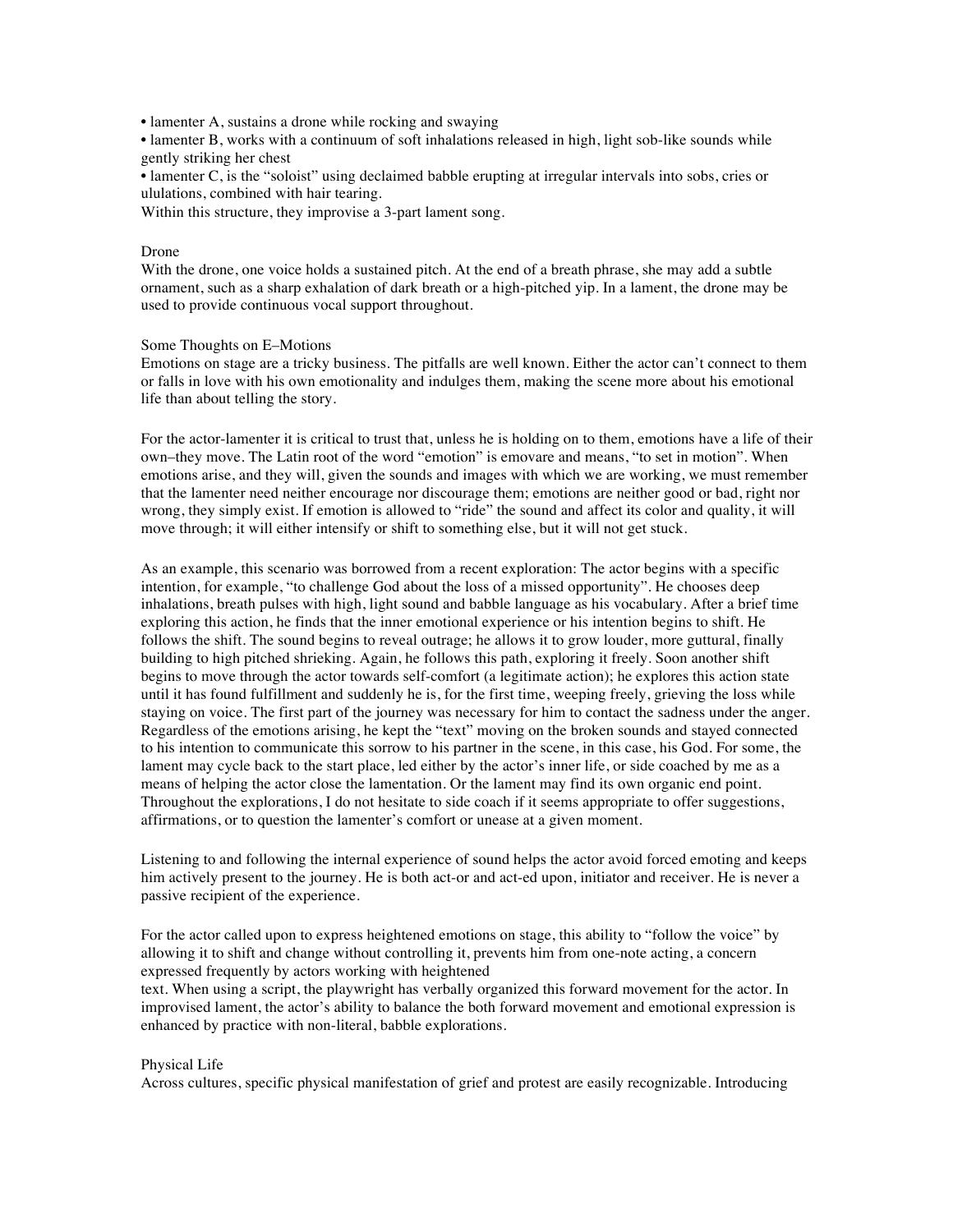• lamenter A, sustains a drone while rocking and swaying
• lamenter B, works with a continuum of soft inhalations released in high, light sob-like sounds while gently striking her chest
• lamenter C, is the "soloist" using declaimed babble erupting at irregular intervals into sobs, cries or ululations, combined with hair tearing.

Within this structure, they improvise a 3-part lament song.

### Drone

With the drone, one voice holds a sustained pitch. At the end of a breath phrase, she may add a subtle ornament, such as a sharp exhalation of dark breath or a high-pitched yip. In a lament, the drone may be used to provide continuous vocal support throughout.

### Some Thoughts on E–Motions

Emotions on stage are a tricky business. The pitfalls are well known. Either the actor can't connect to them or falls in love with his own emotionality and indulges them, making the scene more about his emotional life than about telling the story.

For the actor-lamenter it is critical to trust that, unless he is holding on to them, emotions have a life of their own–they move. The Latin root of the word "emotion" is emovare and means, "to set in motion". When emotions arise, and they will, given the sounds and images with which we are working, we must remember that the lamenter need neither encourage nor discourage them; emotions are neither good or bad, right nor wrong, they simply exist. If emotion is allowed to "ride" the sound and affect its color and quality, it will move through; it will either intensify or shift to something else, but it will not get stuck.

As an example, this scenario was borrowed from a recent exploration: The actor begins with a specific intention, for example, "to challenge God about the loss of a missed opportunity". He chooses deep inhalations, breath pulses with high, light sound and babble language as his vocabulary. After a brief time exploring this action, he finds that the inner emotional experience or his intention begins to shift. He follows the shift. The sound begins to reveal outrage; he allows it to grow louder, more guttural, finally building to high pitched shrieking. Again, he follows this path, exploring it freely. Soon another shift begins to move through the actor towards self-comfort (a legitimate action); he explores this action state until it has found fulfillment and suddenly he is, for the first time, weeping freely, grieving the loss while staying on voice. The first part of the journey was necessary for him to contact the sadness under the anger. Regardless of the emotions arising, he kept the "text" moving on the broken sounds and stayed connected to his intention to communicate this sorrow to his partner in the scene, in this case, his God. For some, the lament may cycle back to the start place, led either by the actor's inner life, or side coached by me as a means of helping the actor close the lamentation. Or the lament may find its own organic end point. Throughout the explorations, I do not hesitate to side coach if it seems appropriate to offer suggestions, affirmations, or to question the lamenter's comfort or unease at a given moment.

Listening to and following the internal experience of sound helps the actor avoid forced emoting and keeps him actively present to the journey. He is both act-or and act-ed upon, initiator and receiver. He is never a passive recipient of the experience.

For the actor called upon to express heightened emotions on stage, this ability to "follow the voice" by allowing it to shift and change without controlling it, prevents him from one-note acting, a concern expressed frequently by actors working with heightened text. When using a script, the playwright has verbally organized this forward movement for the actor. In improvised lament, the actor's ability to balance the both forward movement and emotional expression is enhanced by practice with non-literal, babble explorations.

### Physical Life

Across cultures, specific physical manifestation of grief and protest are easily recognizable. Introducing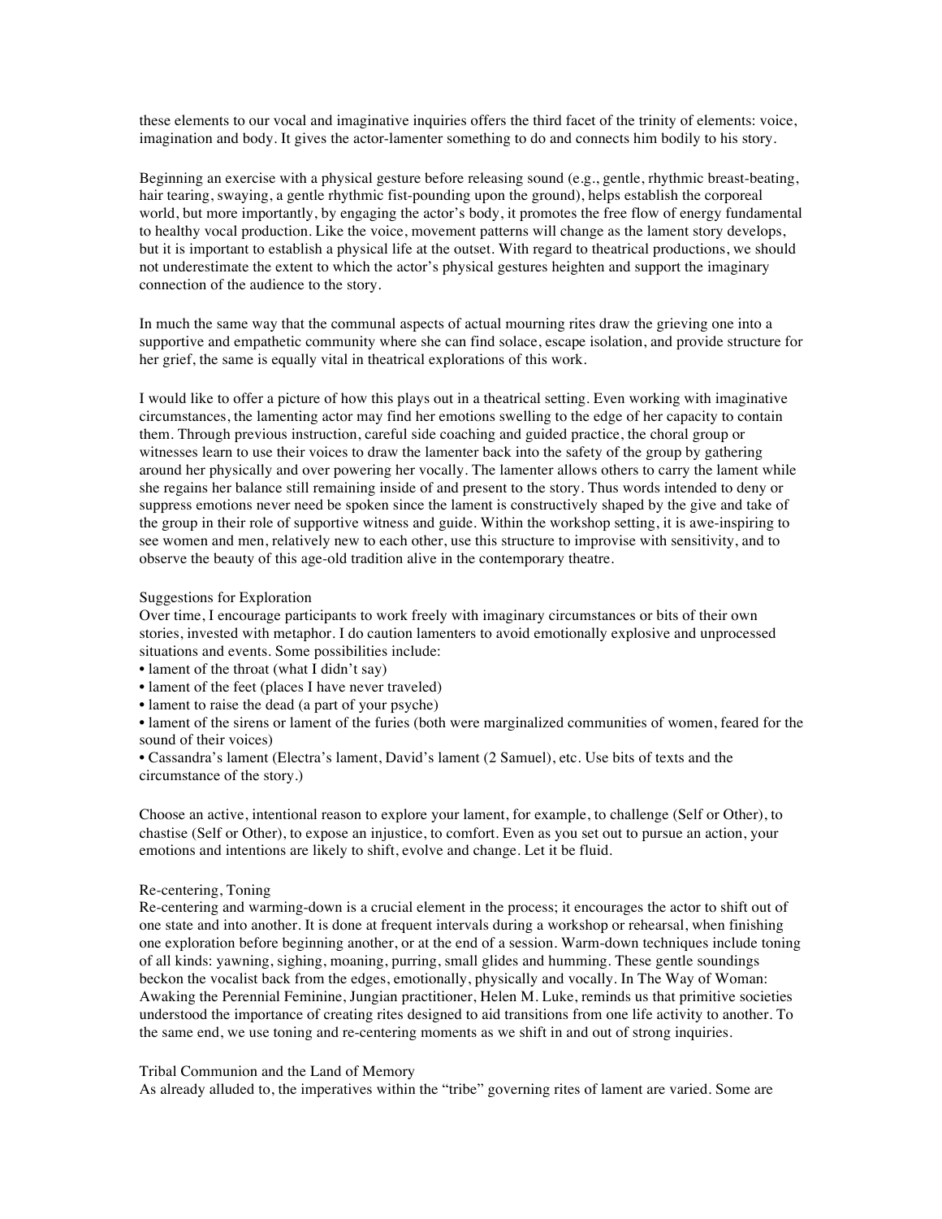these elements to our vocal and imaginative inquiries offers the third facet of the trinity of elements: voice, imagination and body. It gives the actor-lamenter something to do and connects him bodily to his story.

Beginning an exercise with a physical gesture before releasing sound (e.g., gentle, rhythmic breast-beating, hair tearing, swaying, a gentle rhythmic fist-pounding upon the ground), helps establish the corporeal world, but more importantly, by engaging the actor's body, it promotes the free flow of energy fundamental to healthy vocal production. Like the voice, movement patterns will change as the lament story develops, but it is important to establish a physical life at the outset. With regard to theatrical productions, we should not underestimate the extent to which the actor's physical gestures heighten and support the imaginary connection of the audience to the story.

In much the same way that the communal aspects of actual mourning rites draw the grieving one into a supportive and empathetic community where she can find solace, escape isolation, and provide structure for her grief, the same is equally vital in theatrical explorations of this work.

I would like to offer a picture of how this plays out in a theatrical setting. Even working with imaginative circumstances, the lamenting actor may find her emotions swelling to the edge of her capacity to contain them. Through previous instruction, careful side coaching and guided practice, the choral group or witnesses learn to use their voices to draw the lamenter back into the safety of the group by gathering around her physically and over powering her vocally. The lamenter allows others to carry the lament while she regains her balance still remaining inside of and present to the story. Thus words intended to deny or suppress emotions never need be spoken since the lament is constructively shaped by the give and take of the group in their role of supportive witness and guide. Within the workshop setting, it is awe-inspiring to see women and men, relatively new to each other, use this structure to improvise with sensitivity, and to observe the beauty of this age-old tradition alive in the contemporary theatre.

## Suggestions for Exploration

Over time, I encourage participants to work freely with imaginary circumstances or bits of their own stories, invested with metaphor. I do caution lamenters to avoid emotionally explosive and unprocessed situations and events. Some possibilities include:

- lament of the throat (what I didn't say)
- lament of the feet (places I have never traveled)
- lament to raise the dead (a part of your psyche)
- lament of the sirens or lament of the furies (both were marginalized communities of women, feared for the sound of their voices)
- Cassandra's lament (Electra's lament, David's lament (2 Samuel), etc. Use bits of texts and the circumstance of the story.)

Choose an active, intentional reason to explore your lament, for example, to challenge (Self or Other), to chastise (Self or Other), to expose an injustice, to comfort. Even as you set out to pursue an action, your emotions and intentions are likely to shift, evolve and change. Let it be fluid.

## Re-centering, Toning

Re-centering and warming-down is a crucial element in the process; it encourages the actor to shift out of one state and into another. It is done at frequent intervals during a workshop or rehearsal, when finishing one exploration before beginning another, or at the end of a session. Warm-down techniques include toning of all kinds: yawning, sighing, moaning, purring, small glides and humming. These gentle soundings beckon the vocalist back from the edges, emotionally, physically and vocally. In The Way of Woman: Awaking the Perennial Feminine, Jungian practitioner, Helen M. Luke, reminds us that primitive societies understood the importance of creating rites designed to aid transitions from one life activity to another. To the same end, we use toning and re-centering moments as we shift in and out of strong inquiries.

## Tribal Communion and the Land of Memory

As already alluded to, the imperatives within the "tribe" governing rites of lament are varied. Some are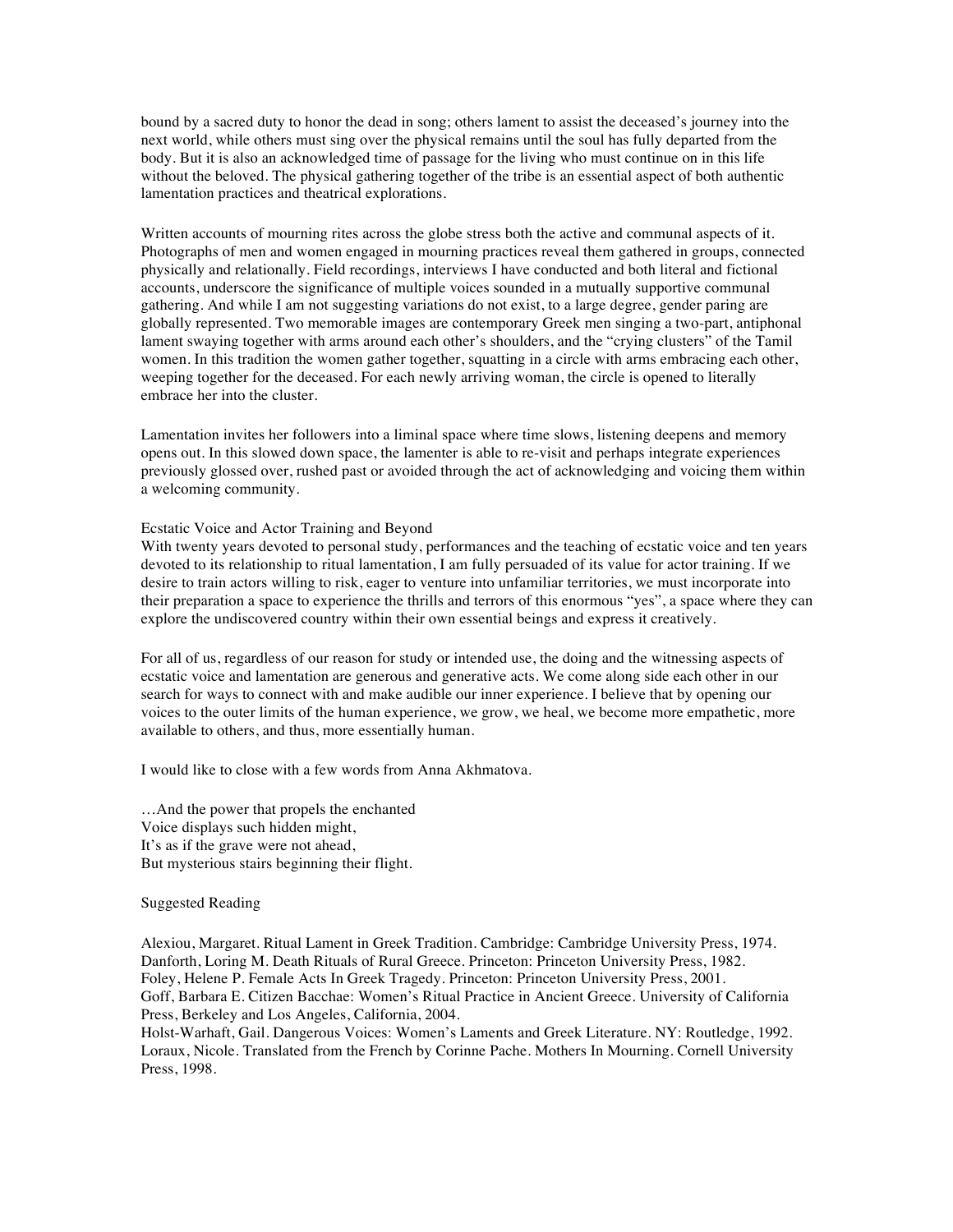bound by a sacred duty to honor the dead in song; others lament to assist the deceased's journey into the next world, while others must sing over the physical remains until the soul has fully departed from the body. But it is also an acknowledged time of passage for the living who must continue on in this life without the beloved. The physical gathering together of the tribe is an essential aspect of both authentic lamentation practices and theatrical explorations.

Written accounts of mourning rites across the globe stress both the active and communal aspects of it. Photographs of men and women engaged in mourning practices reveal them gathered in groups, connected physically and relationally. Field recordings, interviews I have conducted and both literal and fictional accounts, underscore the significance of multiple voices sounded in a mutually supportive communal gathering. And while I am not suggesting variations do not exist, to a large degree, gender paring are globally represented. Two memorable images are contemporary Greek men singing a two-part, antiphonal lament swaying together with arms around each other's shoulders, and the "crying clusters" of the Tamil women. In this tradition the women gather together, squatting in a circle with arms embracing each other, weeping together for the deceased. For each newly arriving woman, the circle is opened to literally embrace her into the cluster.

Lamentation invites her followers into a liminal space where time slows, listening deepens and memory opens out. In this slowed down space, the lamenter is able to re-visit and perhaps integrate experiences previously glossed over, rushed past or avoided through the act of acknowledging and voicing them within a welcoming community.

## Ecstatic Voice and Actor Training and Beyond

With twenty years devoted to personal study, performances and the teaching of ecstatic voice and ten years devoted to its relationship to ritual lamentation, I am fully persuaded of its value for actor training. If we desire to train actors willing to risk, eager to venture into unfamiliar territories, we must incorporate into their preparation a space to experience the thrills and terrors of this enormous "yes", a space where they can explore the undiscovered country within their own essential beings and express it creatively.

For all of us, regardless of our reason for study or intended use, the doing and the witnessing aspects of ecstatic voice and lamentation are generous and generative acts. We come along side each other in our search for ways to connect with and make audible our inner experience. I believe that by opening our voices to the outer limits of the human experience, we grow, we heal, we become more empathetic, more available to others, and thus, more essentially human.

I would like to close with a few words from Anna Akhmatova.

…And the power that propels the enchanted
Voice displays such hidden might,
It's as if the grave were not ahead,
But mysterious stairs beginning their flight.

## Suggested Reading

Alexiou, Margaret. Ritual Lament in Greek Tradition. Cambridge: Cambridge University Press, 1974.
Danforth, Loring M. Death Rituals of Rural Greece. Princeton: Princeton University Press, 1982.
Foley, Helene P. Female Acts In Greek Tragedy. Princeton: Princeton University Press, 2001.
Goff, Barbara E. Citizen Bacchae: Women's Ritual Practice in Ancient Greece. University of California Press, Berkeley and Los Angeles, California, 2004.
Holst-Warhaft, Gail. Dangerous Voices: Women's Laments and Greek Literature. NY: Routledge, 1992.
Loraux, Nicole. Translated from the French by Corinne Pache. Mothers In Mourning. Cornell University Press, 1998.